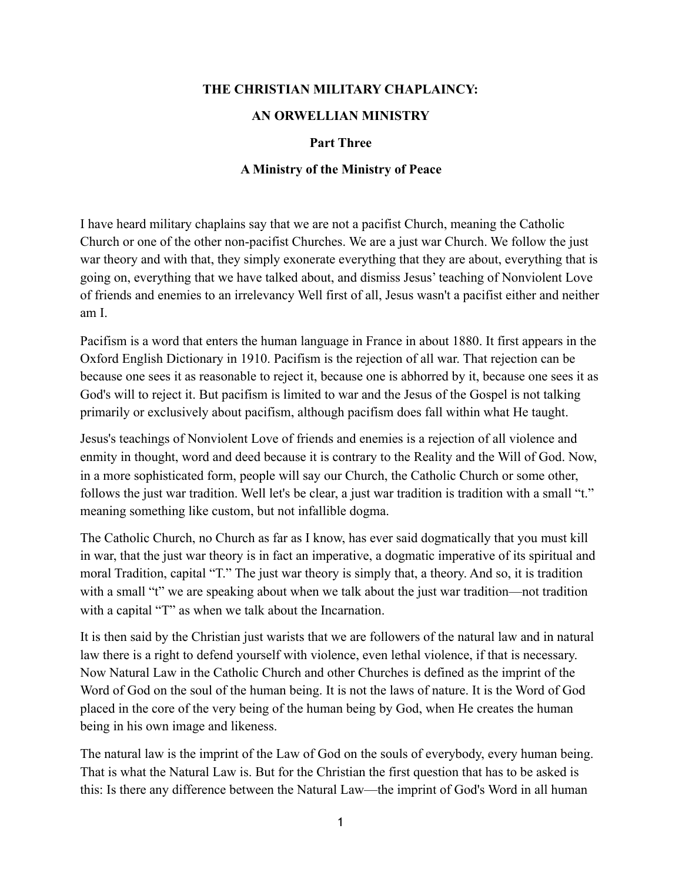# THE CHRISTIAN MILITARY CHAPLAINCY:

# AN ORWELLIAN MINISTRY

## Part Three

## A Ministry of the Ministry of Peace

I have heard military chaplains say that we are not a pacifist Church, meaning the Catholic Church or one of the other non-pacifist Churches. We are a just war Church. We follow the just war theory and with that, they simply exonerate everything that they are about, everything that is going on, everything that we have talked about, and dismiss Jesus' teaching of Nonviolent Love of friends and enemies to an irrelevancy Well first of all, Jesus wasn't a pacifist either and neither am I.

Pacifism is a word that enters the human language in France in about 1880. It first appears in the Oxford English Dictionary in 1910. Pacifism is the rejection of all war. That rejection can be because one sees it as reasonable to reject it, because one is abhorred by it, because one sees it as God's will to reject it. But pacifism is limited to war and the Jesus of the Gospel is not talking primarily or exclusively about pacifism, although pacifism does fall within what He taught.

Jesus's teachings of Nonviolent Love of friends and enemies is a rejection of all violence and enmity in thought, word and deed because it is contrary to the Reality and the Will of God. Now, in a more sophisticated form, people will say our Church, the Catholic Church or some other, follows the just war tradition. Well let's be clear, a just war tradition is tradition with a small "t." meaning something like custom, but not infallible dogma.

The Catholic Church, no Church as far as I know, has ever said dogmatically that you must kill in war, that the just war theory is in fact an imperative, a dogmatic imperative of its spiritual and moral Tradition, capital "T." The just war theory is simply that, a theory. And so, it is tradition with a small "t" we are speaking about when we talk about the just war tradition—not tradition with a capital "T" as when we talk about the Incarnation.

It is then said by the Christian just warists that we are followers of the natural law and in natural law there is a right to defend yourself with violence, even lethal violence, if that is necessary. Now Natural Law in the Catholic Church and other Churches is defined as the imprint of the Word of God on the soul of the human being. It is not the laws of nature. It is the Word of God placed in the core of the very being of the human being by God, when He creates the human being in his own image and likeness.

The natural law is the imprint of the Law of God on the souls of everybody, every human being. That is what the Natural Law is. But for the Christian the first question that has to be asked is this: Is there any difference between the Natural Law—the imprint of God's Word in all human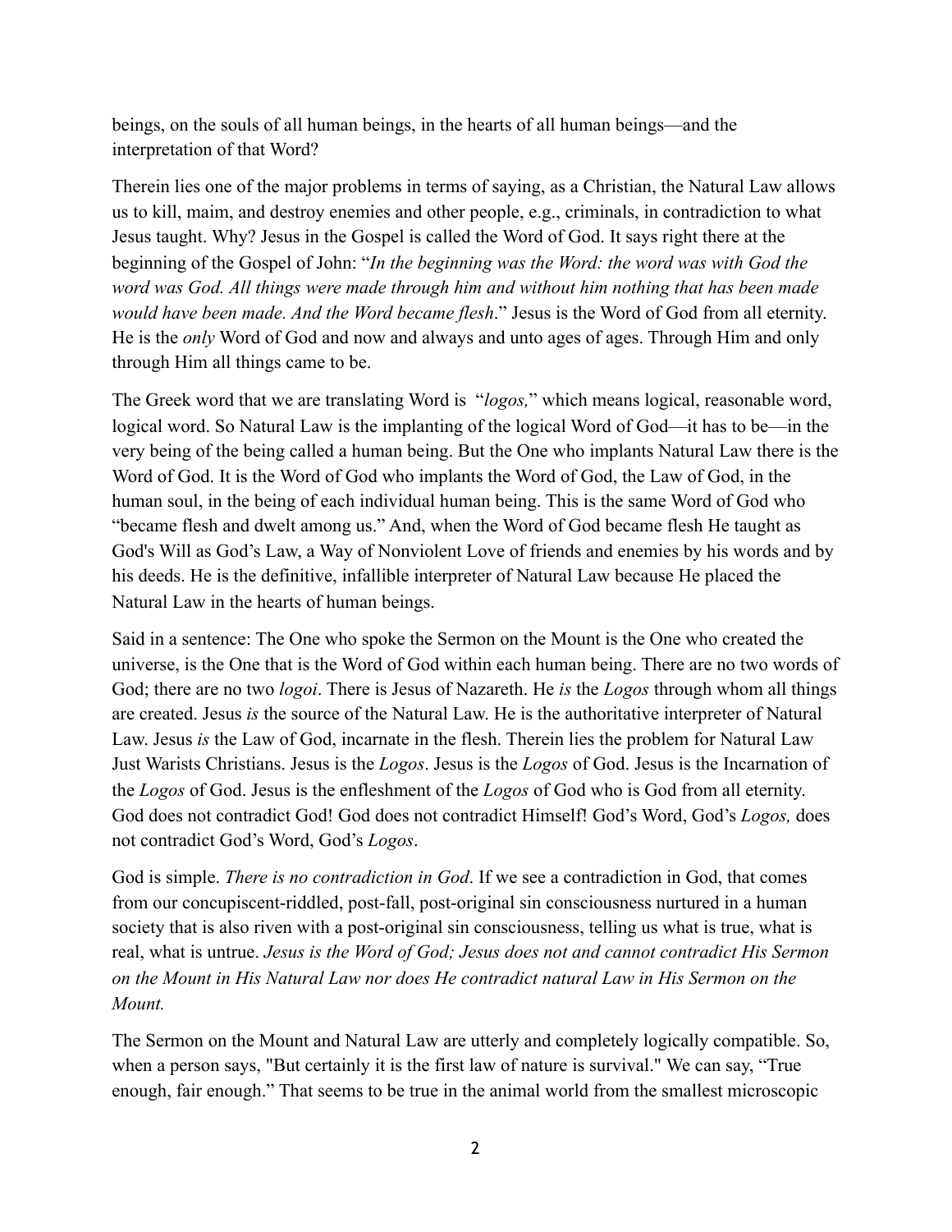beings, on the souls of all human beings, in the hearts of all human beings—and the interpretation of that Word?

Therein lies one of the major problems in terms of saying, as a Christian, the Natural Law allows us to kill, maim, and destroy enemies and other people, e.g., criminals, in contradiction to what Jesus taught. Why? Jesus in the Gospel is called the Word of God. It says right there at the beginning of the Gospel of John: "*In the beginning was the Word: the word was with God the word was God. All things were made through him and without him nothing that has been made would have been made. And the Word became flesh*." Jesus is the Word of God from all eternity. He is the *only* Word of God and now and always and unto ages of ages. Through Him and only through Him all things came to be.

The Greek word that we are translating Word is "*logos,*" which means logical, reasonable word, logical word. So Natural Law is the implanting of the logical Word of God—it has to be—in the very being of the being called a human being. But the One who implants Natural Law there is the Word of God. It is the Word of God who implants the Word of God, the Law of God, in the human soul, in the being of each individual human being. This is the same Word of God who "became flesh and dwelt among us." And, when the Word of God became flesh He taught as God's Will as God's Law, a Way of Nonviolent Love of friends and enemies by his words and by his deeds. He is the definitive, infallible interpreter of Natural Law because He placed the Natural Law in the hearts of human beings.

Said in a sentence: The One who spoke the Sermon on the Mount is the One who created the universe, is the One that is the Word of God within each human being. There are no two words of God; there are no two *logoi*. There is Jesus of Nazareth. He *is* the *Logos* through whom all things are created. Jesus *is* the source of the Natural Law. He is the authoritative interpreter of Natural Law. Jesus *is* the Law of God, incarnate in the flesh. Therein lies the problem for Natural Law Just Warists Christians. Jesus is the *Logos*. Jesus is the *Logos* of God. Jesus is the Incarnation of the *Logos* of God. Jesus is the enfleshment of the *Logos* of God who is God from all eternity. God does not contradict God! God does not contradict Himself! God's Word, God's *Logos,* does not contradict God's Word, God's *Logos*.

God is simple. *There is no contradiction in God*. If we see a contradiction in God, that comes from our concupiscent-riddled, post-fall, post-original sin consciousness nurtured in a human society that is also riven with a post-original sin consciousness, telling us what is true, what is real, what is untrue. *Jesus is the Word of God; Jesus does not and cannot contradict His Sermon on the Mount in His Natural Law nor does He contradict natural Law in His Sermon on the Mount.*

The Sermon on the Mount and Natural Law are utterly and completely logically compatible. So, when a person says, "But certainly it is the first law of nature is survival." We can say, "True enough, fair enough." That seems to be true in the animal world from the smallest microscopic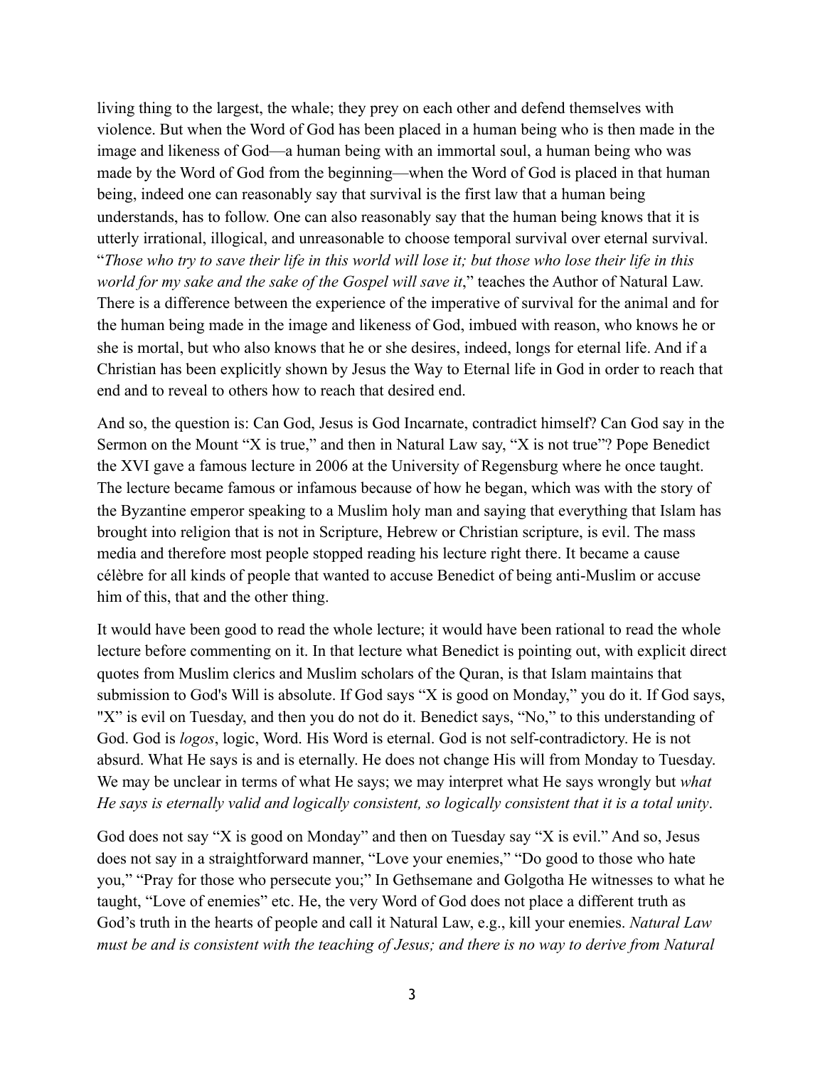living thing to the largest, the whale; they prey on each other and defend themselves with violence. But when the Word of God has been placed in a human being who is then made in the image and likeness of God—a human being with an immortal soul, a human being who was made by the Word of God from the beginning—when the Word of God is placed in that human being, indeed one can reasonably say that survival is the first law that a human being understands, has to follow. One can also reasonably say that the human being knows that it is utterly irrational, illogical, and unreasonable to choose temporal survival over eternal survival. "*Those who try to save their life in this world will lose it; but those who lose their life in this world for my sake and the sake of the Gospel will save it*," teaches the Author of Natural Law. There is a difference between the experience of the imperative of survival for the animal and for the human being made in the image and likeness of God, imbued with reason, who knows he or she is mortal, but who also knows that he or she desires, indeed, longs for eternal life. And if a Christian has been explicitly shown by Jesus the Way to Eternal life in God in order to reach that end and to reveal to others how to reach that desired end.

And so, the question is: Can God, Jesus is God Incarnate, contradict himself? Can God say in the Sermon on the Mount "X is true," and then in Natural Law say, "X is not true"? Pope Benedict the XVI gave a famous lecture in 2006 at the University of Regensburg where he once taught. The lecture became famous or infamous because of how he began, which was with the story of the Byzantine emperor speaking to a Muslim holy man and saying that everything that Islam has brought into religion that is not in Scripture, Hebrew or Christian scripture, is evil. The mass media and therefore most people stopped reading his lecture right there. It became a cause célèbre for all kinds of people that wanted to accuse Benedict of being anti-Muslim or accuse him of this, that and the other thing.

It would have been good to read the whole lecture; it would have been rational to read the whole lecture before commenting on it. In that lecture what Benedict is pointing out, with explicit direct quotes from Muslim clerics and Muslim scholars of the Quran, is that Islam maintains that submission to God's Will is absolute. If God says "X is good on Monday," you do it. If God says, "X" is evil on Tuesday, and then you do not do it. Benedict says, "No," to this understanding of God. God is *logos*, logic, Word. His Word is eternal. God is not self-contradictory. He is not absurd. What He says is and is eternally. He does not change His will from Monday to Tuesday. We may be unclear in terms of what He says; we may interpret what He says wrongly but *what He says is eternally valid and logically consistent, so logically consistent that it is a total unity*.

God does not say "X is good on Monday" and then on Tuesday say "X is evil." And so, Jesus does not say in a straightforward manner, "Love your enemies," "Do good to those who hate you," "Pray for those who persecute you;" In Gethsemane and Golgotha He witnesses to what he taught, "Love of enemies" etc. He, the very Word of God does not place a different truth as God's truth in the hearts of people and call it Natural Law, e.g., kill your enemies. *Natural Law must be and is consistent with the teaching of Jesus; and there is no way to derive from Natural*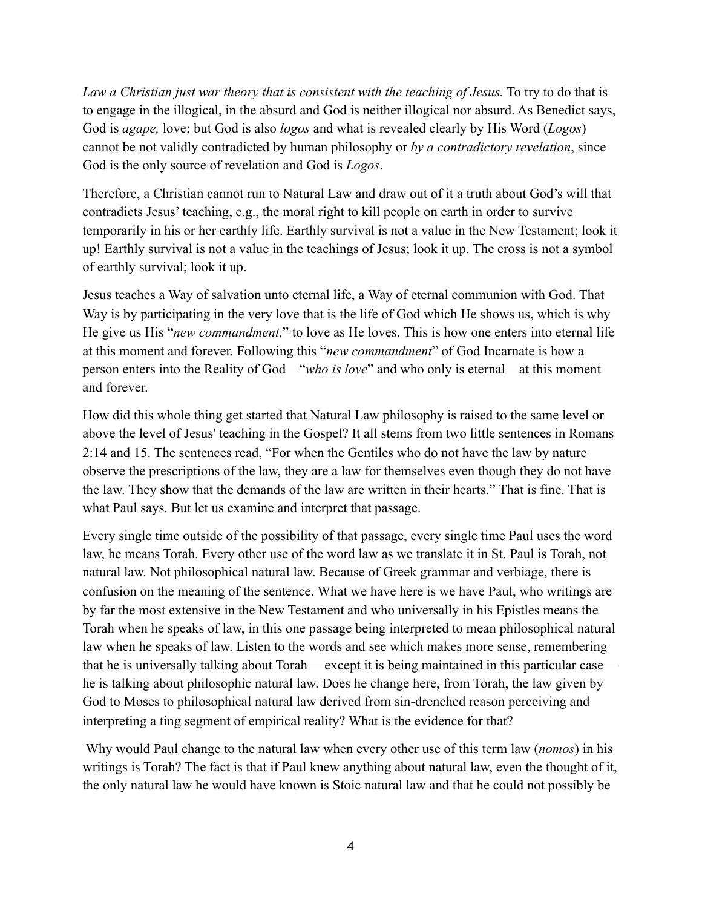*Law a Christian just war theory that is consistent with the teaching of Jesus.* To try to do that is to engage in the illogical, in the absurd and God is neither illogical nor absurd. As Benedict says, God is *agape,* love; but God is also *logos* and what is revealed clearly by His Word (*Logos*) cannot be not validly contradicted by human philosophy or *by a contradictory revelation*, since God is the only source of revelation and God is *Logos*.

Therefore, a Christian cannot run to Natural Law and draw out of it a truth about God's will that contradicts Jesus' teaching, e.g., the moral right to kill people on earth in order to survive temporarily in his or her earthly life. Earthly survival is not a value in the New Testament; look it up! Earthly survival is not a value in the teachings of Jesus; look it up. The cross is not a symbol of earthly survival; look it up.

Jesus teaches a Way of salvation unto eternal life, a Way of eternal communion with God. That Way is by participating in the very love that is the life of God which He shows us, which is why He give us His "*new commandment,*" to love as He loves. This is how one enters into eternal life at this moment and forever. Following this "*new commandment*" of God Incarnate is how a person enters into the Reality of God—"*who is love*" and who only is eternal—at this moment and forever.

How did this whole thing get started that Natural Law philosophy is raised to the same level or above the level of Jesus' teaching in the Gospel? It all stems from two little sentences in Romans 2:14 and 15. The sentences read, "For when the Gentiles who do not have the law by nature observe the prescriptions of the law, they are a law for themselves even though they do not have the law. They show that the demands of the law are written in their hearts." That is fine. That is what Paul says. But let us examine and interpret that passage.

Every single time outside of the possibility of that passage, every single time Paul uses the word law, he means Torah. Every other use of the word law as we translate it in St. Paul is Torah, not natural law. Not philosophical natural law. Because of Greek grammar and verbiage, there is confusion on the meaning of the sentence. What we have here is we have Paul, who writings are by far the most extensive in the New Testament and who universally in his Epistles means the Torah when he speaks of law, in this one passage being interpreted to mean philosophical natural law when he speaks of law. Listen to the words and see which makes more sense, remembering that he is universally talking about Torah— except it is being maintained in this particular case— he is talking about philosophic natural law. Does he change here, from Torah, the law given by God to Moses to philosophical natural law derived from sin-drenched reason perceiving and interpreting a ting segment of empirical reality? What is the evidence for that?

Why would Paul change to the natural law when every other use of this term law (*nomos*) in his writings is Torah? The fact is that if Paul knew anything about natural law, even the thought of it, the only natural law he would have known is Stoic natural law and that he could not possibly be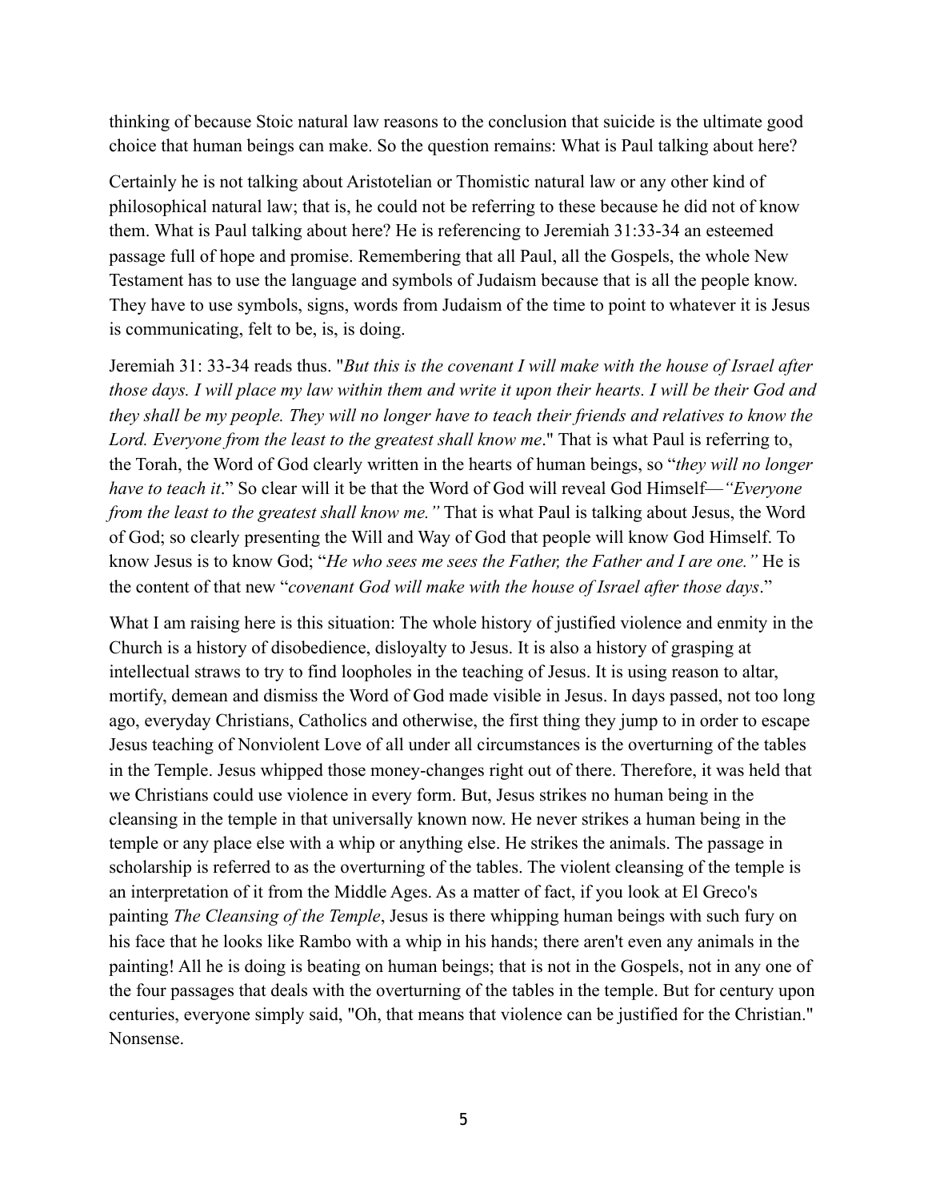thinking of because Stoic natural law reasons to the conclusion that suicide is the ultimate good choice that human beings can make. So the question remains: What is Paul talking about here?

Certainly he is not talking about Aristotelian or Thomistic natural law or any other kind of philosophical natural law; that is, he could not be referring to these because he did not of know them. What is Paul talking about here? He is referencing to Jeremiah 31:33-34 an esteemed passage full of hope and promise. Remembering that all Paul, all the Gospels, the whole New Testament has to use the language and symbols of Judaism because that is all the people know. They have to use symbols, signs, words from Judaism of the time to point to whatever it is Jesus is communicating, felt to be, is, is doing.

Jeremiah 31: 33-34 reads thus. "*But this is the covenant I will make with the house of Israel after those days. I will place my law within them and write it upon their hearts. I will be their God and they shall be my people. They will no longer have to teach their friends and relatives to know the Lord. Everyone from the least to the greatest shall know me*." That is what Paul is referring to, the Torah, the Word of God clearly written in the hearts of human beings, so "*they will no longer have to teach it*." So clear will it be that the Word of God will reveal God Himself—*"Everyone from the least to the greatest shall know me."* That is what Paul is talking about Jesus, the Word of God; so clearly presenting the Will and Way of God that people will know God Himself. To know Jesus is to know God; "*He who sees me sees the Father, the Father and I are one."* He is the content of that new "*covenant God will make with the house of Israel after those days*."

What I am raising here is this situation: The whole history of justified violence and enmity in the Church is a history of disobedience, disloyalty to Jesus. It is also a history of grasping at intellectual straws to try to find loopholes in the teaching of Jesus. It is using reason to altar, mortify, demean and dismiss the Word of God made visible in Jesus. In days passed, not too long ago, everyday Christians, Catholics and otherwise, the first thing they jump to in order to escape Jesus teaching of Nonviolent Love of all under all circumstances is the overturning of the tables in the Temple. Jesus whipped those money-changes right out of there. Therefore, it was held that we Christians could use violence in every form. But, Jesus strikes no human being in the cleansing in the temple in that universally known now. He never strikes a human being in the temple or any place else with a whip or anything else. He strikes the animals. The passage in scholarship is referred to as the overturning of the tables. The violent cleansing of the temple is an interpretation of it from the Middle Ages. As a matter of fact, if you look at El Greco's painting *The Cleansing of the Temple*, Jesus is there whipping human beings with such fury on his face that he looks like Rambo with a whip in his hands; there aren't even any animals in the painting! All he is doing is beating on human beings; that is not in the Gospels, not in any one of the four passages that deals with the overturning of the tables in the temple. But for century upon centuries, everyone simply said, "Oh, that means that violence can be justified for the Christian." Nonsense.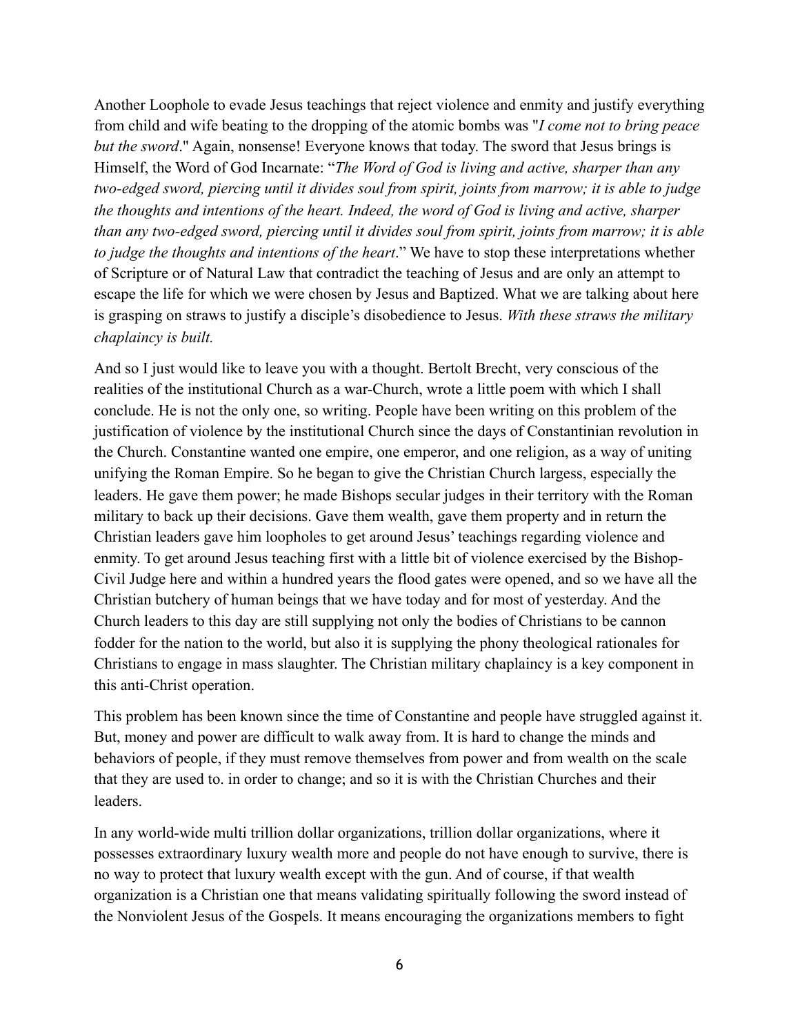Another Loophole to evade Jesus teachings that reject violence and enmity and justify everything from child and wife beating to the dropping of the atomic bombs was "*I come not to bring peace but the sword*." Again, nonsense! Everyone knows that today. The sword that Jesus brings is Himself, the Word of God Incarnate: "*The Word of God is living and active, sharper than any two-edged sword, piercing until it divides soul from spirit, joints from marrow; it is able to judge the thoughts and intentions of the heart. Indeed, the word of God is living and active, sharper than any two-edged sword, piercing until it divides soul from spirit, joints from marrow; it is able to judge the thoughts and intentions of the heart*." We have to stop these interpretations whether of Scripture or of Natural Law that contradict the teaching of Jesus and are only an attempt to escape the life for which we were chosen by Jesus and Baptized. What we are talking about here is grasping on straws to justify a disciple's disobedience to Jesus. *With these straws the military chaplaincy is built.*

And so I just would like to leave you with a thought. Bertolt Brecht, very conscious of the realities of the institutional Church as a war-Church, wrote a little poem with which I shall conclude. He is not the only one, so writing. People have been writing on this problem of the justification of violence by the institutional Church since the days of Constantinian revolution in the Church. Constantine wanted one empire, one emperor, and one religion, as a way of uniting unifying the Roman Empire. So he began to give the Christian Church largess, especially the leaders. He gave them power; he made Bishops secular judges in their territory with the Roman military to back up their decisions. Gave them wealth, gave them property and in return the Christian leaders gave him loopholes to get around Jesus' teachings regarding violence and enmity. To get around Jesus teaching first with a little bit of violence exercised by the Bishop-Civil Judge here and within a hundred years the flood gates were opened, and so we have all the Christian butchery of human beings that we have today and for most of yesterday. And the Church leaders to this day are still supplying not only the bodies of Christians to be cannon fodder for the nation to the world, but also it is supplying the phony theological rationales for Christians to engage in mass slaughter. The Christian military chaplaincy is a key component in this anti-Christ operation.

This problem has been known since the time of Constantine and people have struggled against it. But, money and power are difficult to walk away from. It is hard to change the minds and behaviors of people, if they must remove themselves from power and from wealth on the scale that they are used to. in order to change; and so it is with the Christian Churches and their leaders.

In any world-wide multi trillion dollar organizations, trillion dollar organizations, where it possesses extraordinary luxury wealth more and people do not have enough to survive, there is no way to protect that luxury wealth except with the gun. And of course, if that wealth organization is a Christian one that means validating spiritually following the sword instead of the Nonviolent Jesus of the Gospels. It means encouraging the organizations members to fight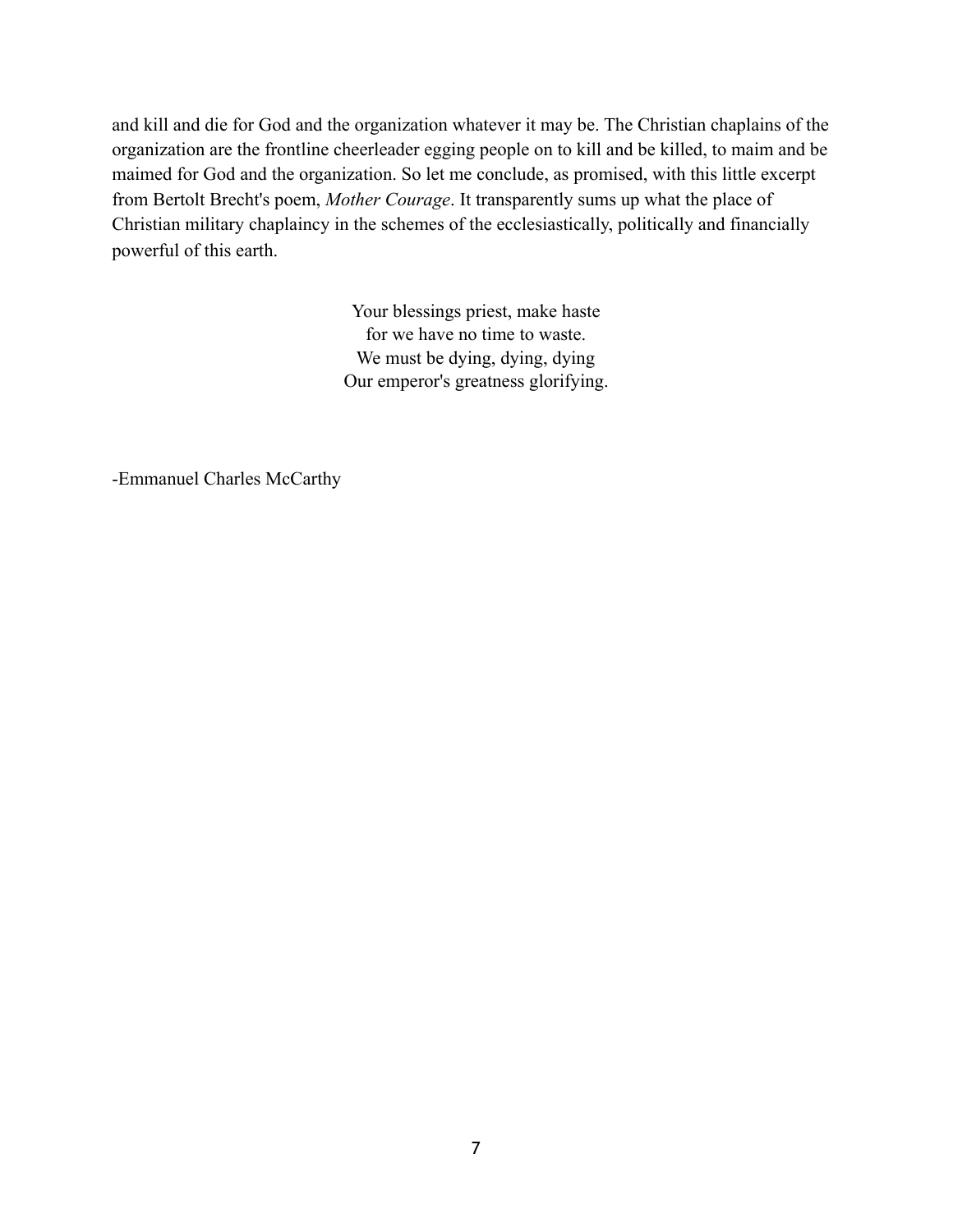and kill and die for God and the organization whatever it may be. The Christian chaplains of the organization are the frontline cheerleader egging people on to kill and be killed, to maim and be maimed for God and the organization. So let me conclude, as promised, with this little excerpt from Bertolt Brecht's poem, *Mother Courage*. It transparently sums up what the place of Christian military chaplaincy in the schemes of the ecclesiastically, politically and financially powerful of this earth.

> Your blessings priest, make haste
> for we have no time to waste.
> We must be dying, dying, dying
> Our emperor's greatness glorifying.

-Emmanuel Charles McCarthy